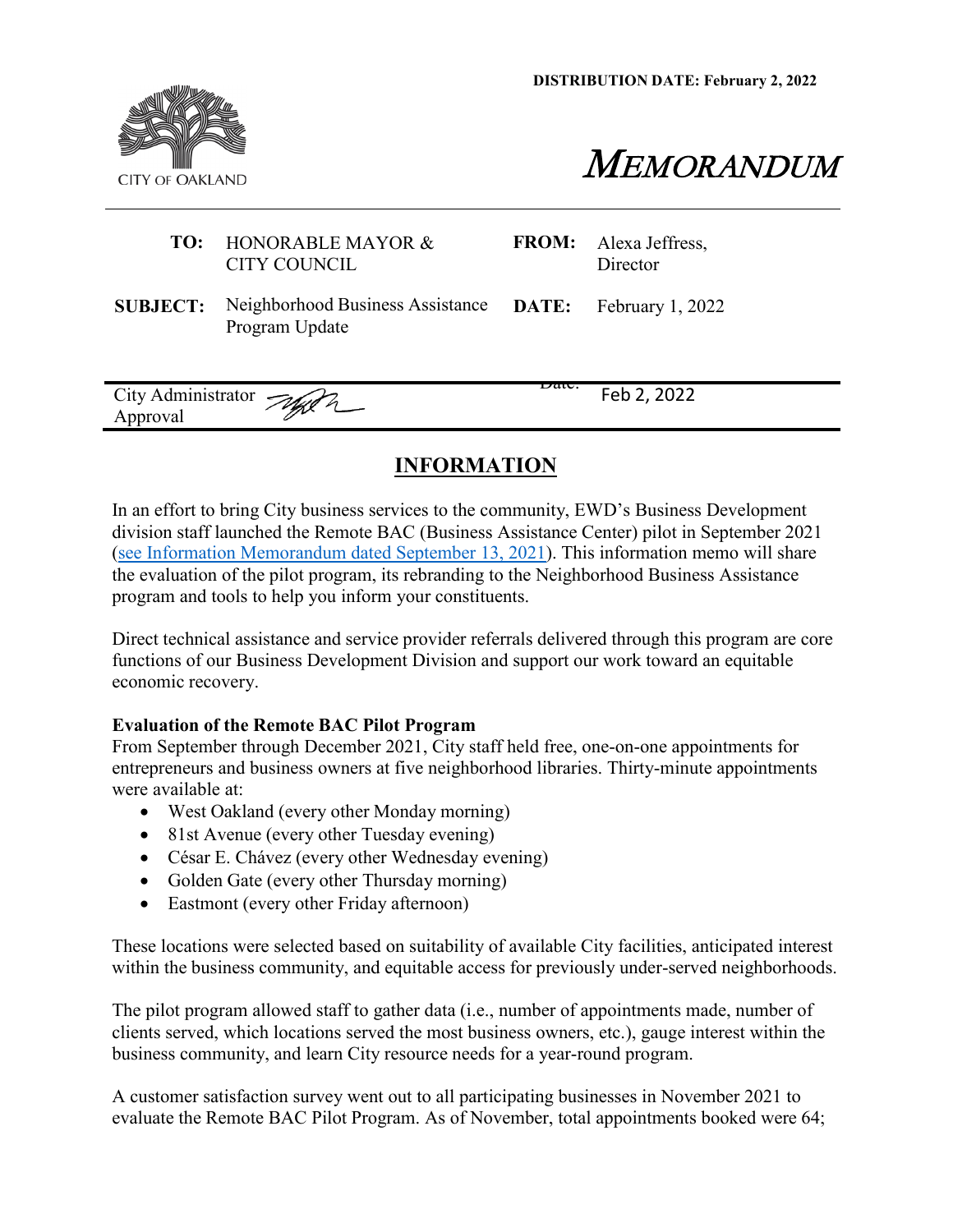**DISTRIBUTION DATE: February 2, 2022**

CITY OF OAKLAND

# MEMORANDUM

| | | | |
|---|---|---|---|
| **TO:** | HONORABLE MAYOR & CITY COUNCIL | **FROM:** | Alexa Jeffress, Director |
| **SUBJECT:** | Neighborhood Business Assistance Program Update | **DATE:** | February 1, 2022 |

| | |
|---|---|
| City Administrator Approval | Date: Feb 2, 2022 |

## INFORMATION

In an effort to bring City business services to the community, EWD's Business Development division staff launched the Remote BAC (Business Assistance Center) pilot in September 2021 (see Information Memorandum dated September 13, 2021). This information memo will share the evaluation of the pilot program, its rebranding to the Neighborhood Business Assistance program and tools to help you inform your constituents.

Direct technical assistance and service provider referrals delivered through this program are core functions of our Business Development Division and support our work toward an equitable economic recovery.

**Evaluation of the Remote BAC Pilot Program**

From September through December 2021, City staff held free, one-on-one appointments for entrepreneurs and business owners at five neighborhood libraries. Thirty-minute appointments were available at:

- West Oakland (every other Monday morning)
- 81st Avenue (every other Tuesday evening)
- César E. Chávez (every other Wednesday evening)
- Golden Gate (every other Thursday morning)
- Eastmont (every other Friday afternoon)

These locations were selected based on suitability of available City facilities, anticipated interest within the business community, and equitable access for previously under-served neighborhoods.

The pilot program allowed staff to gather data (i.e., number of appointments made, number of clients served, which locations served the most business owners, etc.), gauge interest within the business community, and learn City resource needs for a year-round program.

A customer satisfaction survey went out to all participating businesses in November 2021 to evaluate the Remote BAC Pilot Program. As of November, total appointments booked were 64;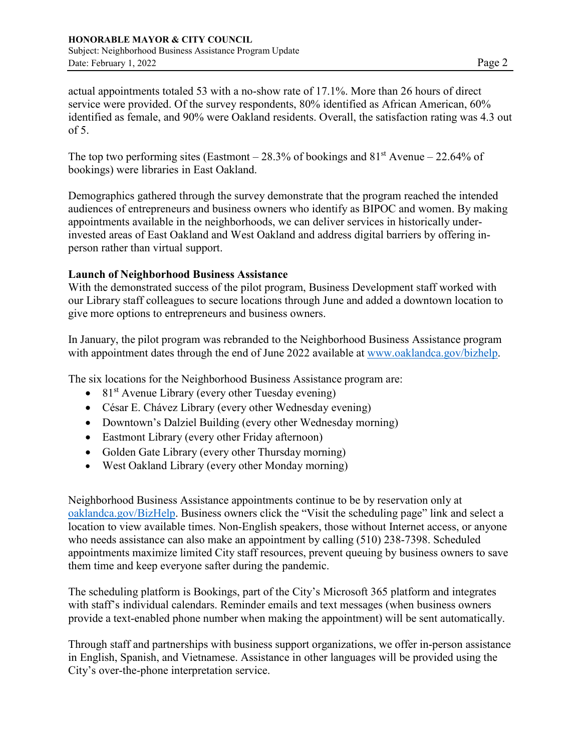actual appointments totaled 53 with a no-show rate of 17.1%. More than 26 hours of direct service were provided. Of the survey respondents, 80% identified as African American, 60% identified as female, and 90% were Oakland residents. Overall, the satisfaction rating was 4.3 out of 5.

The top two performing sites (Eastmont – 28.3% of bookings and 81st Avenue – 22.64% of bookings) were libraries in East Oakland.

Demographics gathered through the survey demonstrate that the program reached the intended audiences of entrepreneurs and business owners who identify as BIPOC and women. By making appointments available in the neighborhoods, we can deliver services in historically under-invested areas of East Oakland and West Oakland and address digital barriers by offering in-person rather than virtual support.

**Launch of Neighborhood Business Assistance**

With the demonstrated success of the pilot program, Business Development staff worked with our Library staff colleagues to secure locations through June and added a downtown location to give more options to entrepreneurs and business owners.

In January, the pilot program was rebranded to the Neighborhood Business Assistance program with appointment dates through the end of June 2022 available at [www.oaklandca.gov/bizhelp](www.oaklandca.gov/bizhelp).

The six locations for the Neighborhood Business Assistance program are:

- 81st Avenue Library (every other Tuesday evening)
- César E. Chávez Library (every other Wednesday evening)
- Downtown's Dalziel Building (every other Wednesday morning)
- Eastmont Library (every other Friday afternoon)
- Golden Gate Library (every other Thursday morning)
- West Oakland Library (every other Monday morning)

Neighborhood Business Assistance appointments continue to be by reservation only at [oaklandca.gov/BizHelp](oaklandca.gov/BizHelp). Business owners click the "Visit the scheduling page" link and select a location to view available times. Non-English speakers, those without Internet access, or anyone who needs assistance can also make an appointment by calling (510) 238-7398. Scheduled appointments maximize limited City staff resources, prevent queuing by business owners to save them time and keep everyone safter during the pandemic.

The scheduling platform is Bookings, part of the City's Microsoft 365 platform and integrates with staff's individual calendars. Reminder emails and text messages (when business owners provide a text-enabled phone number when making the appointment) will be sent automatically.

Through staff and partnerships with business support organizations, we offer in-person assistance in English, Spanish, and Vietnamese. Assistance in other languages will be provided using the City's over-the-phone interpretation service.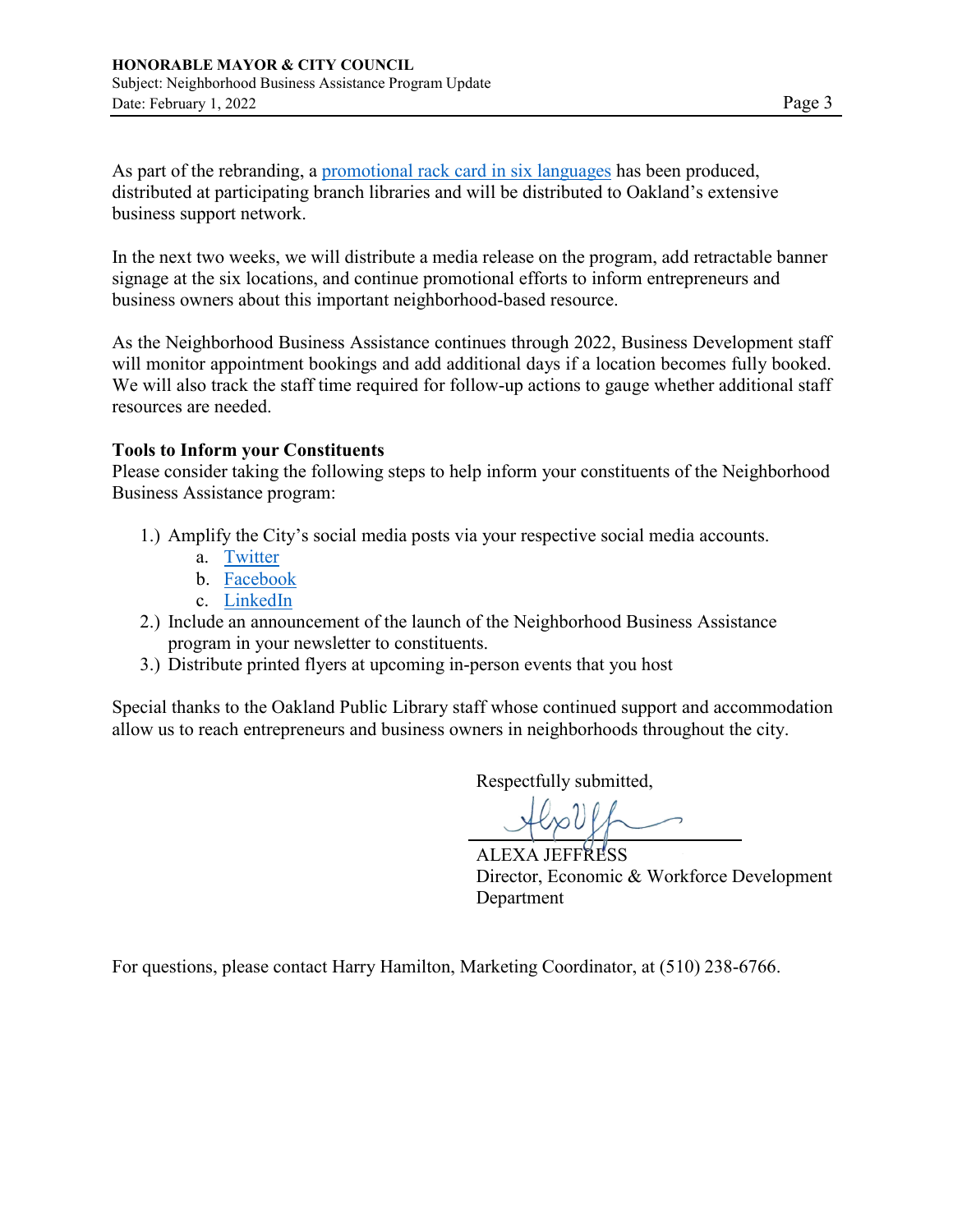As part of the rebranding, a promotional rack card in six languages has been produced, distributed at participating branch libraries and will be distributed to Oakland's extensive business support network.

In the next two weeks, we will distribute a media release on the program, add retractable banner signage at the six locations, and continue promotional efforts to inform entrepreneurs and business owners about this important neighborhood-based resource.

As the Neighborhood Business Assistance continues through 2022, Business Development staff will monitor appointment bookings and add additional days if a location becomes fully booked. We will also track the staff time required for follow-up actions to gauge whether additional staff resources are needed.

**Tools to Inform your Constituents**

Please consider taking the following steps to help inform your constituents of the Neighborhood Business Assistance program:

1.) Amplify the City's social media posts via your respective social media accounts.
   a. Twitter
   b. Facebook
   c. LinkedIn
2.) Include an announcement of the launch of the Neighborhood Business Assistance program in your newsletter to constituents.
3.) Distribute printed flyers at upcoming in-person events that you host

Special thanks to the Oakland Public Library staff whose continued support and accommodation allow us to reach entrepreneurs and business owners in neighborhoods throughout the city.

Respectfully submitted,

ALEXA JEFFRESS
Director, Economic & Workforce Development Department

For questions, please contact Harry Hamilton, Marketing Coordinator, at (510) 238-6766.